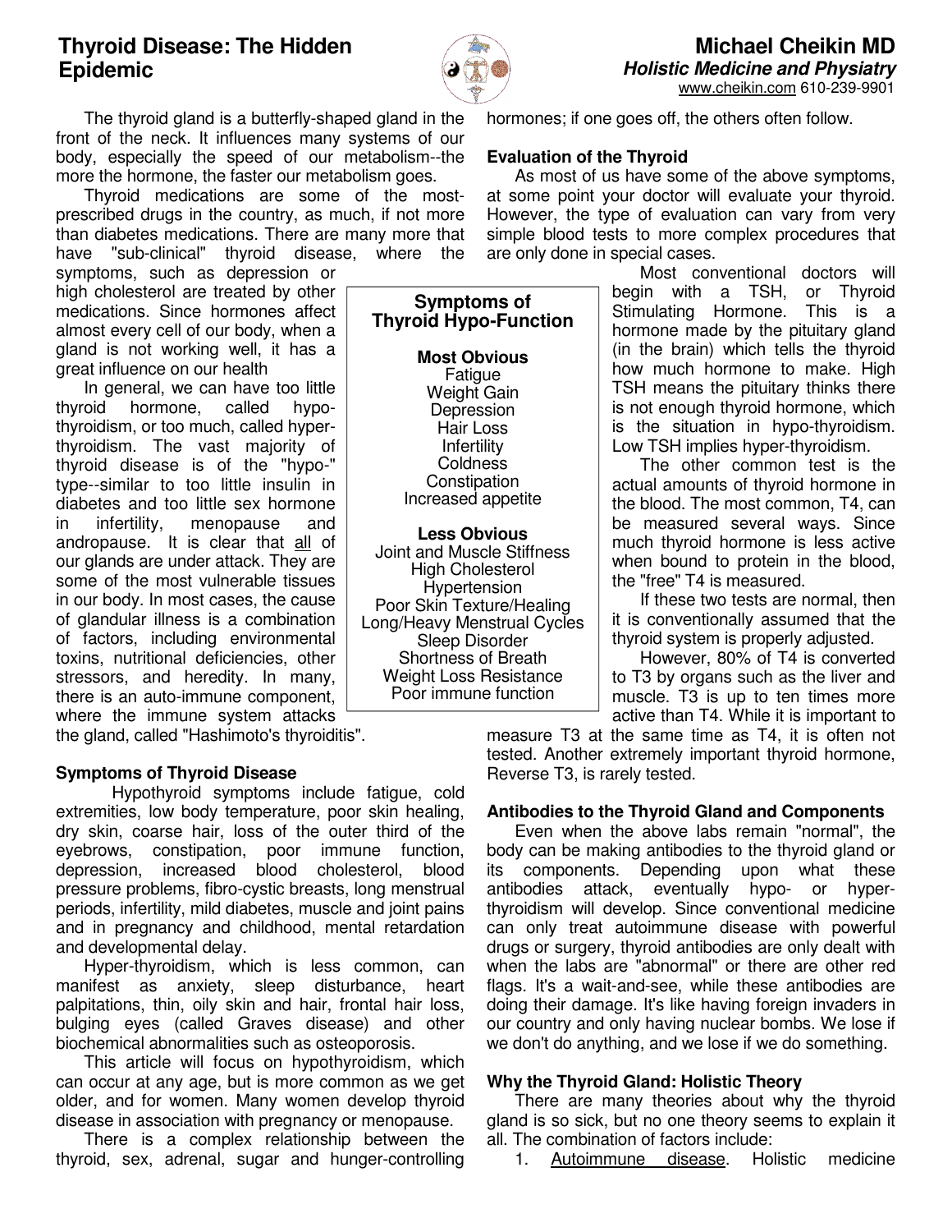# Thyroid Disease: The Hidden Epidemic

**Michael Cheikin MD**
***Holistic Medicine and Physiatry***
www.cheikin.com 610-239-9901

The thyroid gland is a butterfly-shaped gland in the front of the neck. It influences many systems of our body, especially the speed of our metabolism--the more the hormone, the faster our metabolism goes.

Thyroid medications are some of the most-prescribed drugs in the country, as much, if not more than diabetes medications. There are many more that have "sub-clinical" thyroid disease, where the symptoms, such as depression or high cholesterol are treated by other medications. Since hormones affect almost every cell of our body, when a gland is not working well, it has a great influence on our health

In general, we can have too little thyroid hormone, called hypo-thyroidism, or too much, called hyper-thyroidism. The vast majority of thyroid disease is of the "hypo-" type--similar to too little insulin in diabetes and too little sex hormone in infertility, menopause and andropause. It is clear that all of our glands are under attack. They are some of the most vulnerable tissues in our body. In most cases, the cause of glandular illness is a combination of factors, including environmental toxins, nutritional deficiencies, other stressors, and heredity. In many, there is an auto-immune component, where the immune system attacks the gland, called "Hashimoto's thyroiditis".

> **Symptoms of Thyroid Hypo-Function**
>
> **Most Obvious**
> Fatigue
> Weight Gain
> Depression
> Hair Loss
> Infertility
> Coldness
> Constipation
> Increased appetite
>
> **Less Obvious**
> Joint and Muscle Stiffness
> High Cholesterol
> Hypertension
> Poor Skin Texture/Healing
> Long/Heavy Menstrual Cycles
> Sleep Disorder
> Shortness of Breath
> Weight Loss Resistance
> Poor immune function

## Symptoms of Thyroid Disease

Hypothyroid symptoms include fatigue, cold extremities, low body temperature, poor skin healing, dry skin, coarse hair, loss of the outer third of the eyebrows, constipation, poor immune function, depression, increased blood cholesterol, blood pressure problems, fibro-cystic breasts, long menstrual periods, infertility, mild diabetes, muscle and joint pains and in pregnancy and childhood, mental retardation and developmental delay.

Hyper-thyroidism, which is less common, can manifest as anxiety, sleep disturbance, heart palpitations, thin, oily skin and hair, frontal hair loss, bulging eyes (called Graves disease) and other biochemical abnormalities such as osteoporosis.

This article will focus on hypothyroidism, which can occur at any age, but is more common as we get older, and for women. Many women develop thyroid disease in association with pregnancy or menopause.

There is a complex relationship between the thyroid, sex, adrenal, sugar and hunger-controlling hormones; if one goes off, the others often follow.

## Evaluation of the Thyroid

As most of us have some of the above symptoms, at some point your doctor will evaluate your thyroid. However, the type of evaluation can vary from very simple blood tests to more complex procedures that are only done in special cases.

Most conventional doctors will begin with a TSH, or Thyroid Stimulating Hormone. This is a hormone made by the pituitary gland (in the brain) which tells the thyroid how much hormone to make. High TSH means the pituitary thinks there is not enough thyroid hormone, which is the situation in hypo-thyroidism. Low TSH implies hyper-thyroidism.

The other common test is the actual amounts of thyroid hormone in the blood. The most common, T4, can be measured several ways. Since much thyroid hormone is less active when bound to protein in the blood, the "free" T4 is measured.

If these two tests are normal, then it is conventionally assumed that the thyroid system is properly adjusted.

However, 80% of T4 is converted to T3 by organs such as the liver and muscle. T3 is up to ten times more active than T4. While it is important to measure T3 at the same time as T4, it is often not tested. Another extremely important thyroid hormone, Reverse T3, is rarely tested.

## Antibodies to the Thyroid Gland and Components

Even when the above labs remain "normal", the body can be making antibodies to the thyroid gland or its components. Depending upon what these antibodies attack, eventually hypo- or hyper-thyroidism will develop. Since conventional medicine can only treat autoimmune disease with powerful drugs or surgery, thyroid antibodies are only dealt with when the labs are "abnormal" or there are other red flags. It's a wait-and-see, while these antibodies are doing their damage. It's like having foreign invaders in our country and only having nuclear bombs. We lose if we don't do anything, and we lose if we do something.

## Why the Thyroid Gland: Holistic Theory

There are many theories about why the thyroid gland is so sick, but no one theory seems to explain it all. The combination of factors include:

1. Autoimmune disease. Holistic medicine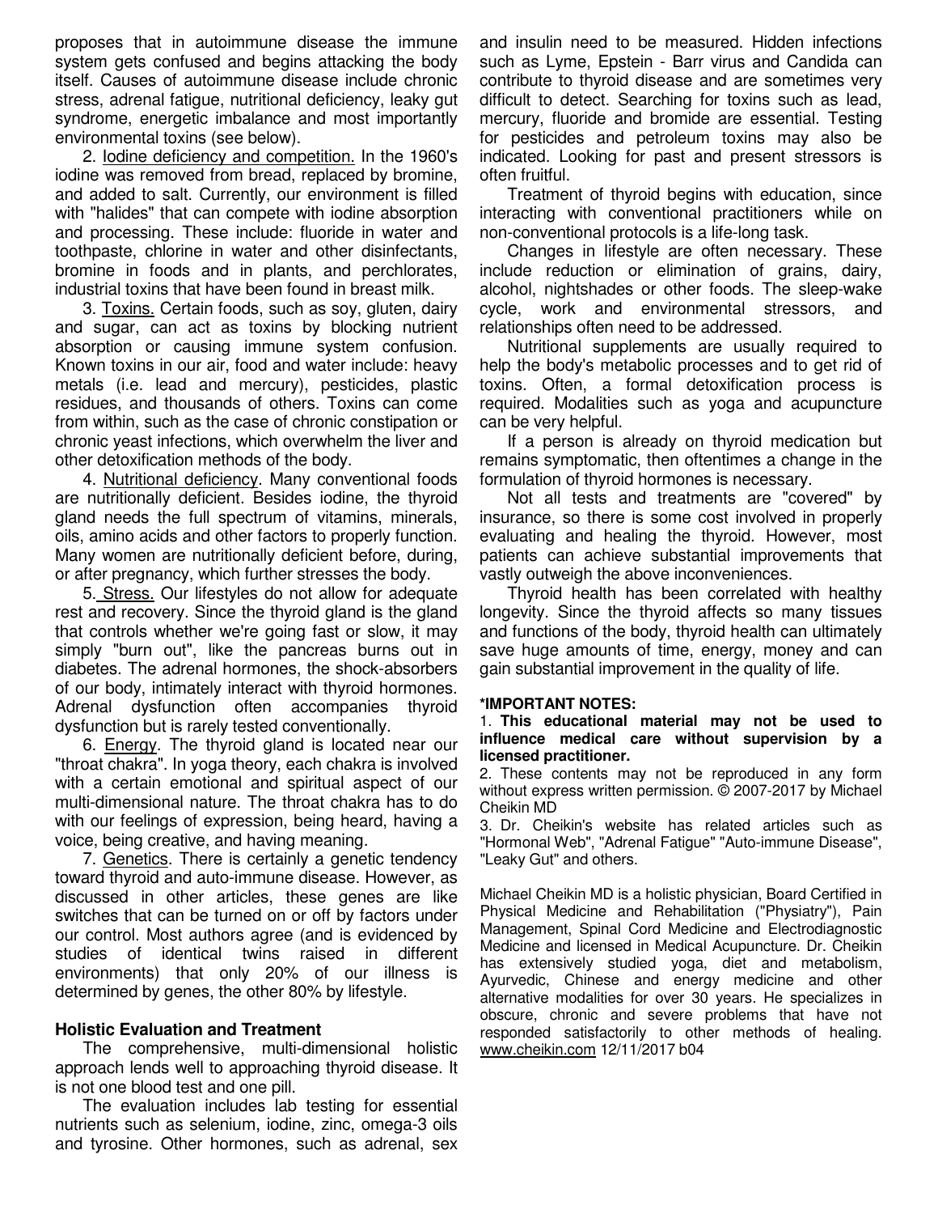proposes that in autoimmune disease the immune system gets confused and begins attacking the body itself. Causes of autoimmune disease include chronic stress, adrenal fatigue, nutritional deficiency, leaky gut syndrome, energetic imbalance and most importantly environmental toxins (see below).

2. Iodine deficiency and competition. In the 1960's iodine was removed from bread, replaced by bromine, and added to salt. Currently, our environment is filled with "halides" that can compete with iodine absorption and processing. These include: fluoride in water and toothpaste, chlorine in water and other disinfectants, bromine in foods and in plants, and perchlorates, industrial toxins that have been found in breast milk.

3. Toxins. Certain foods, such as soy, gluten, dairy and sugar, can act as toxins by blocking nutrient absorption or causing immune system confusion. Known toxins in our air, food and water include: heavy metals (i.e. lead and mercury), pesticides, plastic residues, and thousands of others. Toxins can come from within, such as the case of chronic constipation or chronic yeast infections, which overwhelm the liver and other detoxification methods of the body.

4. Nutritional deficiency. Many conventional foods are nutritionally deficient. Besides iodine, the thyroid gland needs the full spectrum of vitamins, minerals, oils, amino acids and other factors to properly function. Many women are nutritionally deficient before, during, or after pregnancy, which further stresses the body.

5. Stress. Our lifestyles do not allow for adequate rest and recovery. Since the thyroid gland is the gland that controls whether we're going fast or slow, it may simply "burn out", like the pancreas burns out in diabetes. The adrenal hormones, the shock-absorbers of our body, intimately interact with thyroid hormones. Adrenal dysfunction often accompanies thyroid dysfunction but is rarely tested conventionally.

6. Energy. The thyroid gland is located near our "throat chakra". In yoga theory, each chakra is involved with a certain emotional and spiritual aspect of our multi-dimensional nature. The throat chakra has to do with our feelings of expression, being heard, having a voice, being creative, and having meaning.

7. Genetics. There is certainly a genetic tendency toward thyroid and auto-immune disease. However, as discussed in other articles, these genes are like switches that can be turned on or off by factors under our control. Most authors agree (and is evidenced by studies of identical twins raised in different environments) that only 20% of our illness is determined by genes, the other 80% by lifestyle.

### Holistic Evaluation and Treatment

The comprehensive, multi-dimensional holistic approach lends well to approaching thyroid disease. It is not one blood test and one pill.

The evaluation includes lab testing for essential nutrients such as selenium, iodine, zinc, omega-3 oils and tyrosine. Other hormones, such as adrenal, sex and insulin need to be measured. Hidden infections such as Lyme, Epstein - Barr virus and Candida can contribute to thyroid disease and are sometimes very difficult to detect. Searching for toxins such as lead, mercury, fluoride and bromide are essential. Testing for pesticides and petroleum toxins may also be indicated. Looking for past and present stressors is often fruitful.

Treatment of thyroid begins with education, since interacting with conventional practitioners while on non-conventional protocols is a life-long task.

Changes in lifestyle are often necessary. These include reduction or elimination of grains, dairy, alcohol, nightshades or other foods. The sleep-wake cycle, work and environmental stressors, and relationships often need to be addressed.

Nutritional supplements are usually required to help the body's metabolic processes and to get rid of toxins. Often, a formal detoxification process is required. Modalities such as yoga and acupuncture can be very helpful.

If a person is already on thyroid medication but remains symptomatic, then oftentimes a change in the formulation of thyroid hormones is necessary.

Not all tests and treatments are "covered" by insurance, so there is some cost involved in properly evaluating and healing the thyroid. However, most patients can achieve substantial improvements that vastly outweigh the above inconveniences.

Thyroid health has been correlated with healthy longevity. Since the thyroid affects so many tissues and functions of the body, thyroid health can ultimately save huge amounts of time, energy, money and can gain substantial improvement in the quality of life.

**\*IMPORTANT NOTES:**

1. **This educational material may not be used to influence medical care without supervision by a licensed practitioner.**
2. These contents may not be reproduced in any form without express written permission. © 2007-2017 by Michael Cheikin MD
3. Dr. Cheikin's website has related articles such as "Hormonal Web", "Adrenal Fatigue" "Auto-immune Disease", "Leaky Gut" and others.

Michael Cheikin MD is a holistic physician, Board Certified in Physical Medicine and Rehabilitation ("Physiatry"), Pain Management, Spinal Cord Medicine and Electrodiagnostic Medicine and licensed in Medical Acupuncture. Dr. Cheikin has extensively studied yoga, diet and metabolism, Ayurvedic, Chinese and energy medicine and other alternative modalities for over 30 years. He specializes in obscure, chronic and severe problems that have not responded satisfactorily to other methods of healing. www.cheikin.com 12/11/2017 b04